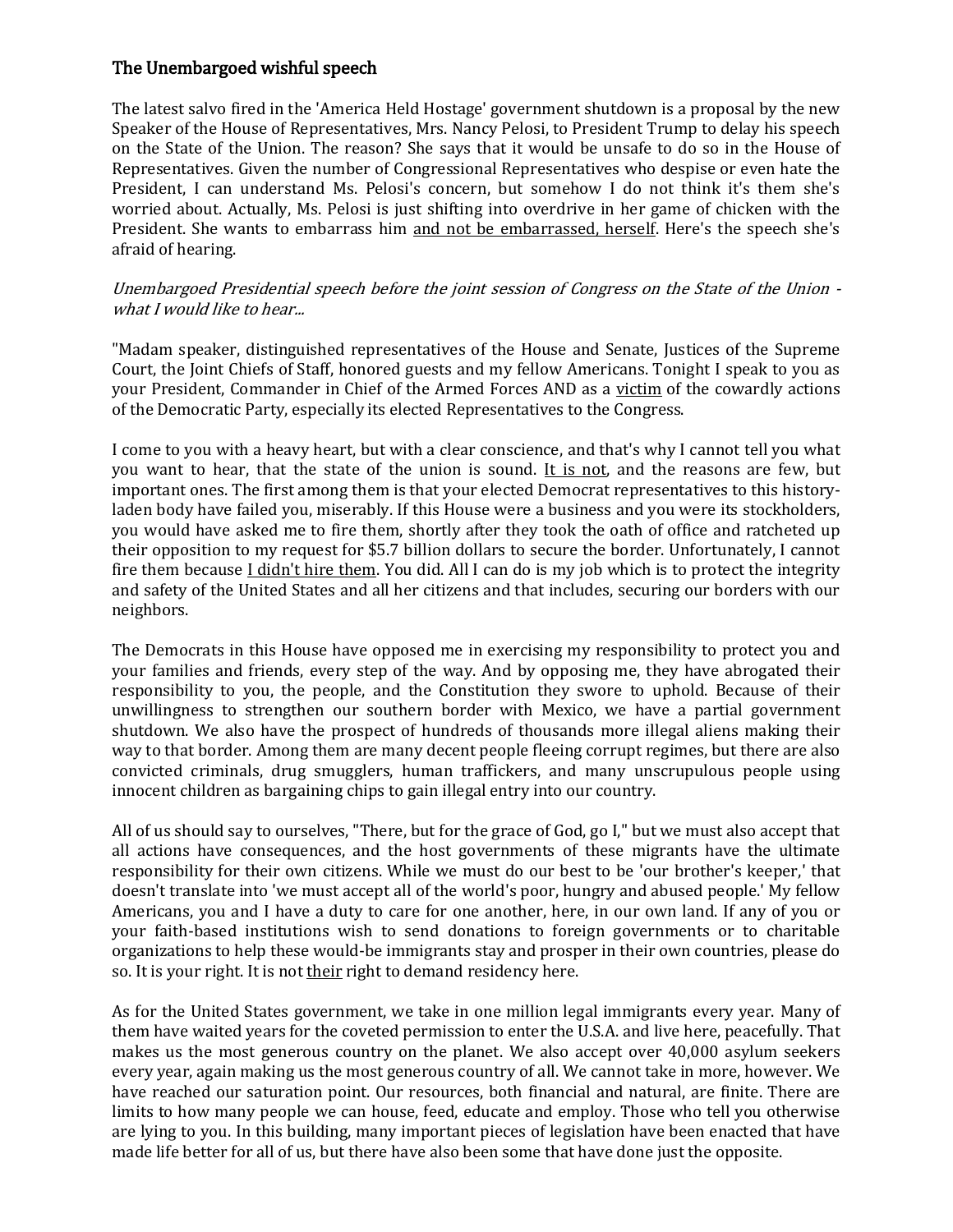## The Unembargoed wishful speech

The latest salvo fired in the 'America Held Hostage' government shutdown is a proposal by the new Speaker of the House of Representatives, Mrs. Nancy Pelosi, to President Trump to delay his speech on the State of the Union. The reason? She says that it would be unsafe to do so in the House of Representatives. Given the number of Congressional Representatives who despise or even hate the President, I can understand Ms. Pelosi's concern, but somehow I do not think it's them she's worried about. Actually, Ms. Pelosi is just shifting into overdrive in her game of chicken with the President. She wants to embarrass him <u>and not be embarrassed, herself</u>. Here's the speech she's afraid of hearing.

*Unembargoed Presidential speech before the joint session of Congress on the State of the Union - what I would like to hear...*

"Madam speaker, distinguished representatives of the House and Senate, Justices of the Supreme Court, the Joint Chiefs of Staff, honored guests and my fellow Americans. Tonight I speak to you as your President, Commander in Chief of the Armed Forces AND as a <u>victim</u> of the cowardly actions of the Democratic Party, especially its elected Representatives to the Congress.

I come to you with a heavy heart, but with a clear conscience, and that's why I cannot tell you what you want to hear, that the state of the union is sound. <u>It is not</u>, and the reasons are few, but important ones. The first among them is that your elected Democrat representatives to this history-laden body have failed you, miserably. If this House were a business and you were its stockholders, you would have asked me to fire them, shortly after they took the oath of office and ratcheted up their opposition to my request for $5.7 billion dollars to secure the border. Unfortunately, I cannot fire them because <u>I didn't hire them</u>. You did. All I can do is my job which is to protect the integrity and safety of the United States and all her citizens and that includes, securing our borders with our neighbors.

The Democrats in this House have opposed me in exercising my responsibility to protect you and your families and friends, every step of the way. And by opposing me, they have abrogated their responsibility to you, the people, and the Constitution they swore to uphold. Because of their unwillingness to strengthen our southern border with Mexico, we have a partial government shutdown. We also have the prospect of hundreds of thousands more illegal aliens making their way to that border. Among them are many decent people fleeing corrupt regimes, but there are also convicted criminals, drug smugglers, human traffickers, and many unscrupulous people using innocent children as bargaining chips to gain illegal entry into our country.

All of us should say to ourselves, "There, but for the grace of God, go I," but we must also accept that all actions have consequences, and the host governments of these migrants have the ultimate responsibility for their own citizens. While we must do our best to be 'our brother's keeper,' that doesn't translate into 'we must accept all of the world's poor, hungry and abused people.' My fellow Americans, you and I have a duty to care for one another, here, in our own land. If any of you or your faith-based institutions wish to send donations to foreign governments or to charitable organizations to help these would-be immigrants stay and prosper in their own countries, please do so. It is your right. It is not <u>their</u> right to demand residency here.

As for the United States government, we take in one million legal immigrants every year. Many of them have waited years for the coveted permission to enter the U.S.A. and live here, peacefully. That makes us the most generous country on the planet. We also accept over 40,000 asylum seekers every year, again making us the most generous country of all. We cannot take in more, however. We have reached our saturation point. Our resources, both financial and natural, are finite. There are limits to how many people we can house, feed, educate and employ. Those who tell you otherwise are lying to you. In this building, many important pieces of legislation have been enacted that have made life better for all of us, but there have also been some that have done just the opposite.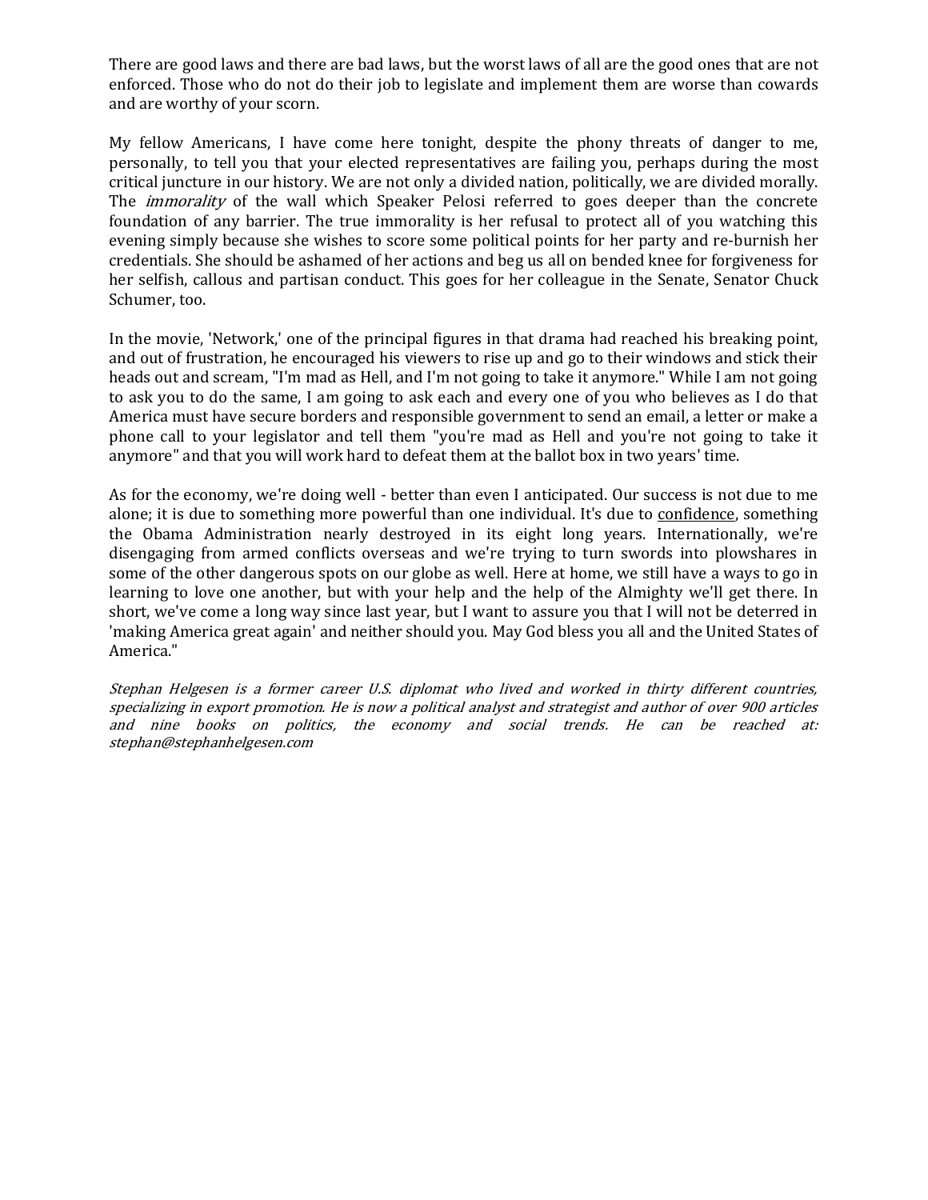There are good laws and there are bad laws, but the worst laws of all are the good ones that are not enforced. Those who do not do their job to legislate and implement them are worse than cowards and are worthy of your scorn.

My fellow Americans, I have come here tonight, despite the phony threats of danger to me, personally, to tell you that your elected representatives are failing you, perhaps during the most critical juncture in our history. We are not only a divided nation, politically, we are divided morally. The *immorality* of the wall which Speaker Pelosi referred to goes deeper than the concrete foundation of any barrier. The true immorality is her refusal to protect all of you watching this evening simply because she wishes to score some political points for her party and re-burnish her credentials. She should be ashamed of her actions and beg us all on bended knee for forgiveness for her selfish, callous and partisan conduct. This goes for her colleague in the Senate, Senator Chuck Schumer, too.

In the movie, 'Network,' one of the principal figures in that drama had reached his breaking point, and out of frustration, he encouraged his viewers to rise up and go to their windows and stick their heads out and scream, "I'm mad as Hell, and I'm not going to take it anymore." While I am not going to ask you to do the same, I am going to ask each and every one of you who believes as I do that America must have secure borders and responsible government to send an email, a letter or make a phone call to your legislator and tell them "you're mad as Hell and you're not going to take it anymore" and that you will work hard to defeat them at the ballot box in two years' time.

As for the economy, we're doing well - better than even I anticipated. Our success is not due to me alone; it is due to something more powerful than one individual. It's due to confidence, something the Obama Administration nearly destroyed in its eight long years. Internationally, we're disengaging from armed conflicts overseas and we're trying to turn swords into plowshares in some of the other dangerous spots on our globe as well. Here at home, we still have a ways to go in learning to love one another, but with your help and the help of the Almighty we'll get there. In short, we've come a long way since last year, but I want to assure you that I will not be deterred in 'making America great again' and neither should you. May God bless you all and the United States of America."

*Stephan Helgesen is a former career U.S. diplomat who lived and worked in thirty different countries, specializing in export promotion. He is now a political analyst and strategist and author of over 900 articles and nine books on politics, the economy and social trends. He can be reached at: stephan@stephanhelgesen.com*